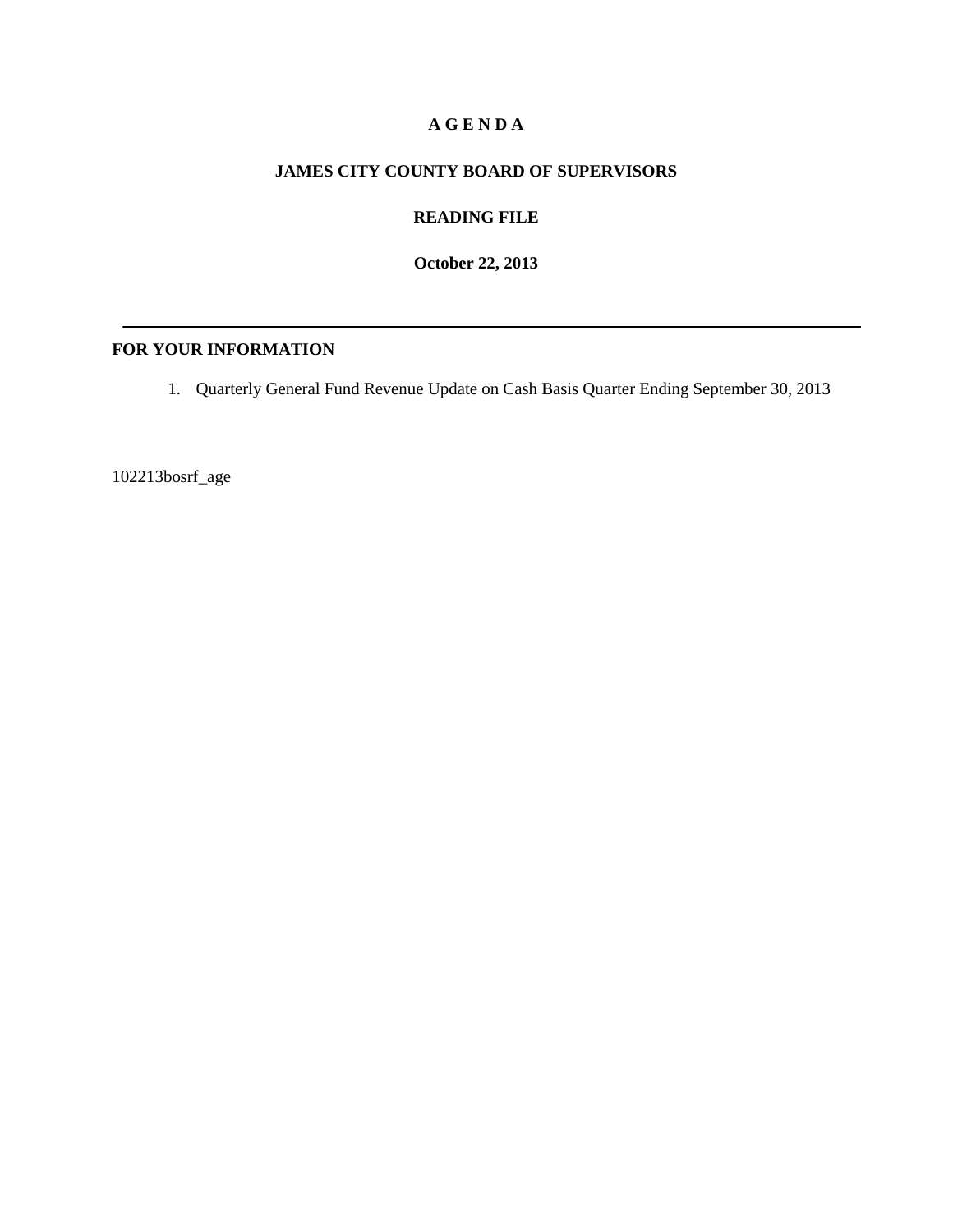# A G E N D A

## JAMES CITY COUNTY BOARD OF SUPERVISORS

## READING FILE

**October 22, 2013**

---

**FOR YOUR INFORMATION**

1. Quarterly General Fund Revenue Update on Cash Basis Quarter Ending September 30, 2013

102213bosrf_age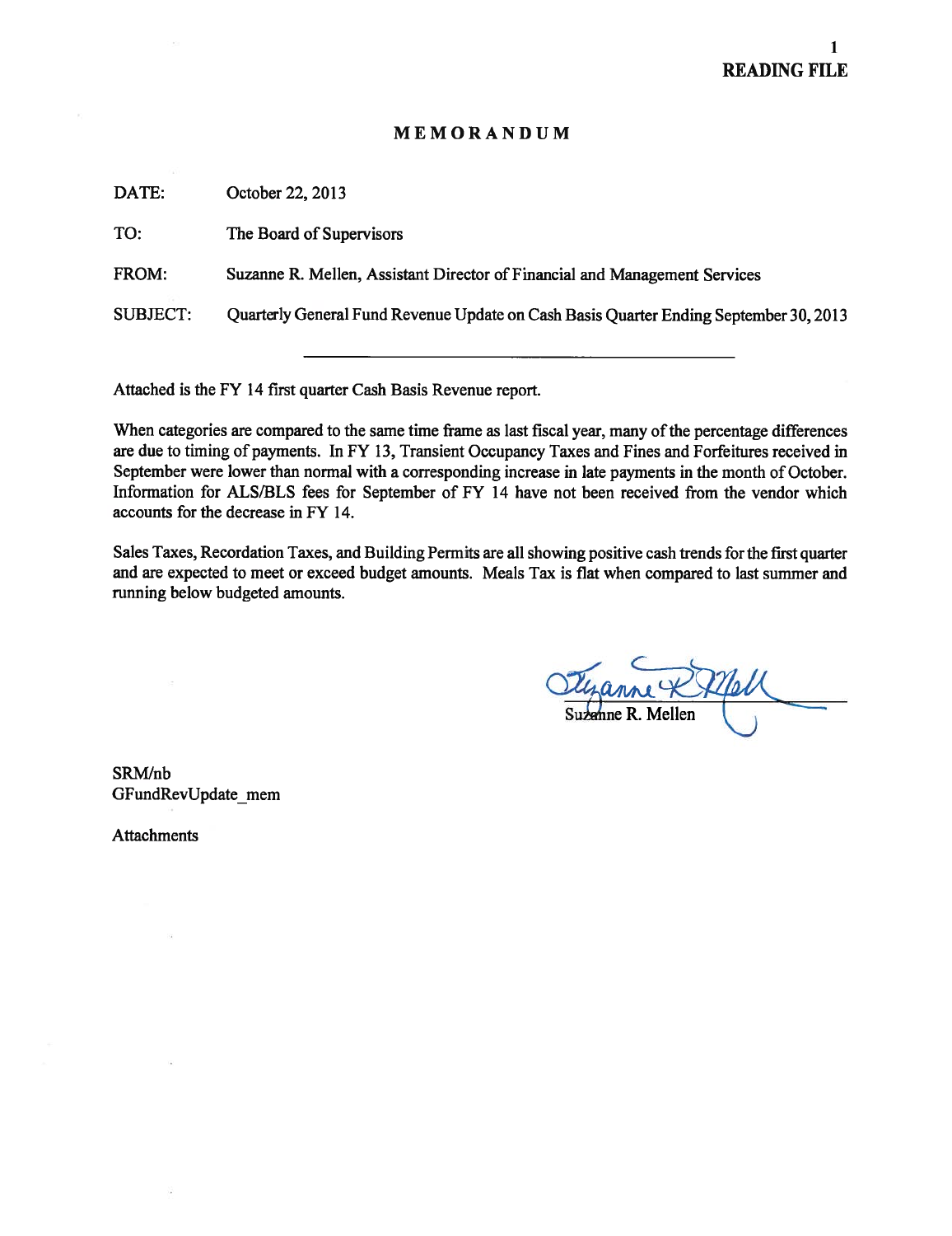**READING FILE**

# MEMORANDUM

DATE: October 22, 2013

TO: The Board of Supervisors

FROM: Suzanne R. Mellen, Assistant Director of Financial and Management Services

SUBJECT: Quarterly General Fund Revenue Update on Cash Basis Quarter Ending September 30, 2013

---

Attached is the FY 14 first quarter Cash Basis Revenue report.

When categories are compared to the same time frame as last fiscal year, many of the percentage differences are due to timing of payments. In FY 13, Transient Occupancy Taxes and Fines and Forfeitures received in September were lower than normal with a corresponding increase in late payments in the month of October. Information for ALS/BLS fees for September of FY 14 have not been received from the vendor which accounts for the decrease in FY 14.

Sales Taxes, Recordation Taxes, and Building Permits are all showing positive cash trends for the first quarter and are expected to meet or exceed budget amounts. Meals Tax is flat when compared to last summer and running below budgeted amounts.

Suzanne R. Mellen

SRM/nb
GFundRevUpdate_mem

Attachments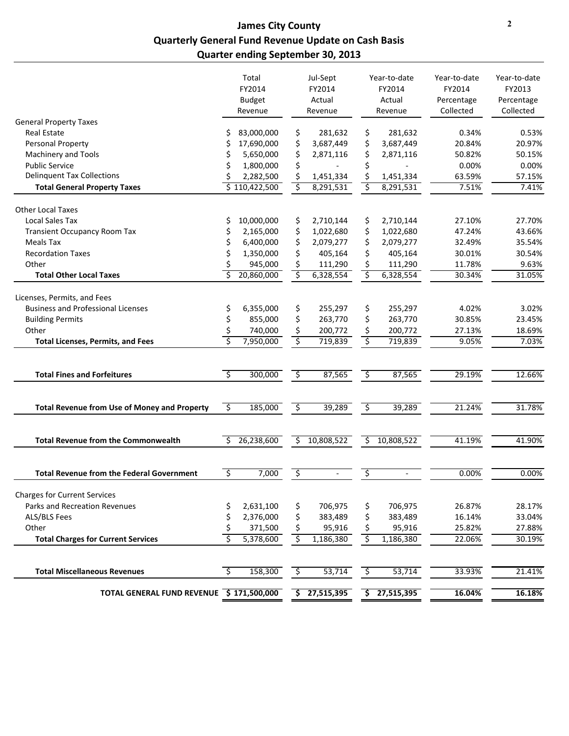# James City County
## Quarterly General Fund Revenue Update on Cash Basis
### Quarter ending September 30, 2013

| | Total FY2014 Budget Revenue | Jul-Sept FY2014 Actual Revenue | Year-to-date FY2014 Actual Revenue | Year-to-date FY2014 Percentage Collected | Year-to-date FY2013 Percentage Collected |
|---|---|---|---|---|---|
| General Property Taxes | | | | | |
| Real Estate | $ 83,000,000 | $ 281,632 | $ 281,632 | 0.34% | 0.53% |
| Personal Property | $ 17,690,000 | $ 3,687,449 | $ 3,687,449 | 20.84% | 20.97% |
| Machinery and Tools | $ 5,650,000 | $ 2,871,116 | $ 2,871,116 | 50.82% | 50.15% |
| Public Service | $ 1,800,000 | $ - | $ - | 0.00% | 0.00% |
| Delinquent Tax Collections | $ 2,282,500 | $ 1,451,334 | $ 1,451,334 | 63.59% | 57.15% |
| **Total General Property Taxes** | $ 110,422,500 | $ 8,291,531 | $ 8,291,531 | 7.51% | 7.41% |
| Other Local Taxes | | | | | |
| Local Sales Tax | $ 10,000,000 | $ 2,710,144 | $ 2,710,144 | 27.10% | 27.70% |
| Transient Occupancy Room Tax | $ 2,165,000 | $ 1,022,680 | $ 1,022,680 | 47.24% | 43.66% |
| Meals Tax | $ 6,400,000 | $ 2,079,277 | $ 2,079,277 | 32.49% | 35.54% |
| Recordation Taxes | $ 1,350,000 | $ 405,164 | $ 405,164 | 30.01% | 30.54% |
| Other | $ 945,000 | $ 111,290 | $ 111,290 | 11.78% | 9.63% |
| **Total Other Local Taxes** | $ 20,860,000 | $ 6,328,554 | $ 6,328,554 | 30.34% | 31.05% |
| Licenses, Permits, and Fees | | | | | |
| Business and Professional Licenses | $ 6,355,000 | $ 255,297 | $ 255,297 | 4.02% | 3.02% |
| Building Permits | $ 855,000 | $ 263,770 | $ 263,770 | 30.85% | 23.45% |
| Other | $ 740,000 | $ 200,772 | $ 200,772 | 27.13% | 18.69% |
| **Total Licenses, Permits, and Fees** | $ 7,950,000 | $ 719,839 | $ 719,839 | 9.05% | 7.03% |
| **Total Fines and Forfeitures** | $ 300,000 | $ 87,565 | $ 87,565 | 29.19% | 12.66% |
| **Total Revenue from Use of Money and Property** | $ 185,000 | $ 39,289 | $ 39,289 | 21.24% | 31.78% |
| **Total Revenue from the Commonwealth** | $ 26,238,600 | $ 10,808,522 | $ 10,808,522 | 41.19% | 41.90% |
| **Total Revenue from the Federal Government** | $ 7,000 | $ - | $ - | 0.00% | 0.00% |
| Charges for Current Services | | | | | |
| Parks and Recreation Revenues | $ 2,631,100 | $ 706,975 | $ 706,975 | 26.87% | 28.17% |
| ALS/BLS Fees | $ 2,376,000 | $ 383,489 | $ 383,489 | 16.14% | 33.04% |
| Other | $ 371,500 | $ 95,916 | $ 95,916 | 25.82% | 27.88% |
| **Total Charges for Current Services** | $ 5,378,600 | $ 1,186,380 | $ 1,186,380 | 22.06% | 30.19% |
| **Total Miscellaneous Revenues** | $ 158,300 | $ 53,714 | $ 53,714 | 33.93% | 21.41% |
| **TOTAL GENERAL FUND REVENUE** | **$ 171,500,000** | **$ 27,515,395** | **$ 27,515,395** | **16.04%** | **16.18%** |